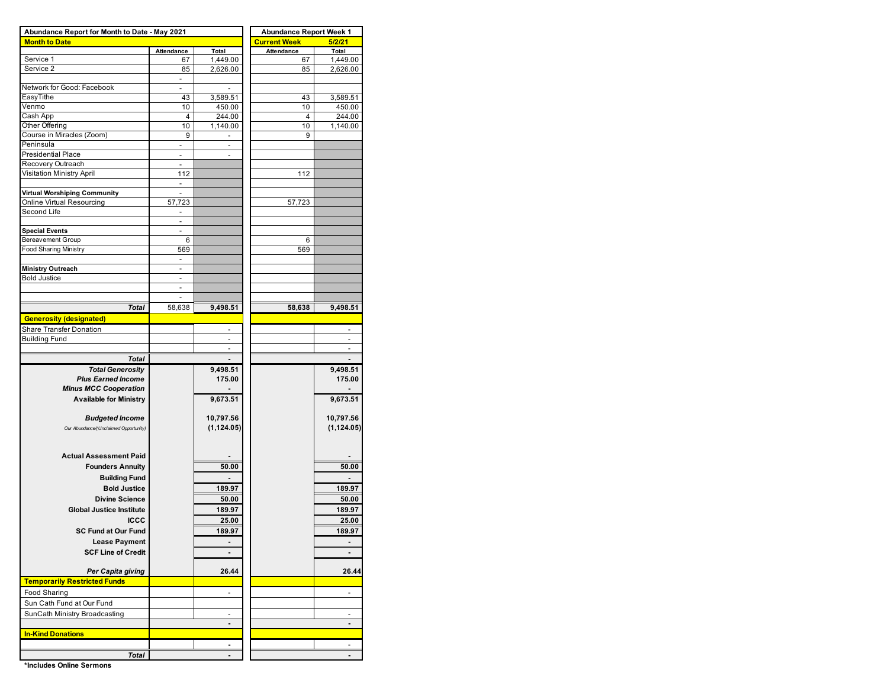| Abundance Report for Month to Date - May 2021 | | | Abundance Report Week 1 | |
|---|---|---|---|---|
| **Month to Date** | | | **Current Week** | **5/2/21** |
| | Attendance | Total | Attendance | Total |
| Service 1 | 67 | 1,449.00 | 67 | 1,449.00 |
| Service 2 | 85 | 2,626.00 | 85 | 2,626.00 |
| | - | | | |
| Network for Good: Facebook | - | - | | |
| EasyTithe | 43 | 3,589.51 | 43 | 3,589.51 |
| Venmo | 10 | 450.00 | 10 | 450.00 |
| Cash App | 4 | 244.00 | 4 | 244.00 |
| Other Offering | 10 | 1,140.00 | 10 | 1,140.00 |
| Course in Miracles (Zoom) | 9 | - | 9 | |
| Peninsula | - | - | | |
| Presidential Place | - | - | | |
| Recovery Outreach | - | | | |
| Visitation Ministry April | 112 | | 112 | |
| | - | | | |
| **Virtual Worshiping Community** | - | | | |
| Online Virtual Resourcing | 57,723 | | 57,723 | |
| Second Life | - | | | |
| | - | | | |
| **Special Events** | - | | | |
| Bereavement Group | 6 | | 6 | |
| Food Sharing Ministry | 569 | | 569 | |
| | - | | | |
| **Ministry Outreach** | - | | | |
| Bold Justice | - | | | |
| | - | | | |
| | - | | | |
| ***Total*** | 58,638 | **9,498.51** | **58,638** | **9,498.51** |
| **Generosity (designated)** | | | | |
| Share Transfer Donation | | - | | - |
| Building Fund | | - | | - |
| | | - | | - |
| ***Total*** | | **-** | | **-** |
| ***Total Generosity*** | | **9,498.51** | | **9,498.51** |
| ***Plus Earned Income*** | | **175.00** | | **175.00** |
| ***Minus MCC Cooperation*** | | **-** | | **-** |
| **Available for Ministry** | | **9,673.51** | | **9,673.51** |
| ***Budgeted Income*** | | **10,797.56** | | **10,797.56** |
| *Our Abundance/(Unclaimed Opportunity)* | | **(1,124.05)** | | **(1,124.05)** |
| **Actual Assessment Paid** | | **-** | | **-** |
| **Founders Annuity** | | **50.00** | | **50.00** |
| **Building Fund** | | **-** | | **-** |
| **Bold Justice** | | **189.97** | | **189.97** |
| **Divine Science** | | **50.00** | | **50.00** |
| **Global Justice Institute** | | **189.97** | | **189.97** |
| **ICCC** | | **25.00** | | **25.00** |
| **SC Fund at Our Fund** | | **189.97** | | **189.97** |
| **Lease Payment** | | **-** | | **-** |
| **SCF Line of Credit** | | **-** | | **-** |
| ***Per Capita giving*** | | **26.44** | | **26.44** |
| **Temporarily Restricted Funds** | | | | |
| Food Sharing | | - | | - |
| Sun Cath Fund at Our Fund | | | | |
| SunCath Ministry Broadcasting | | - | | - |
| | | **-** | | **-** |
| **In-Kind Donations** | | | | |
| | | **-** | | - |
| ***Total*** | | **-** | | **-** |

**\*Includes Online Sermons**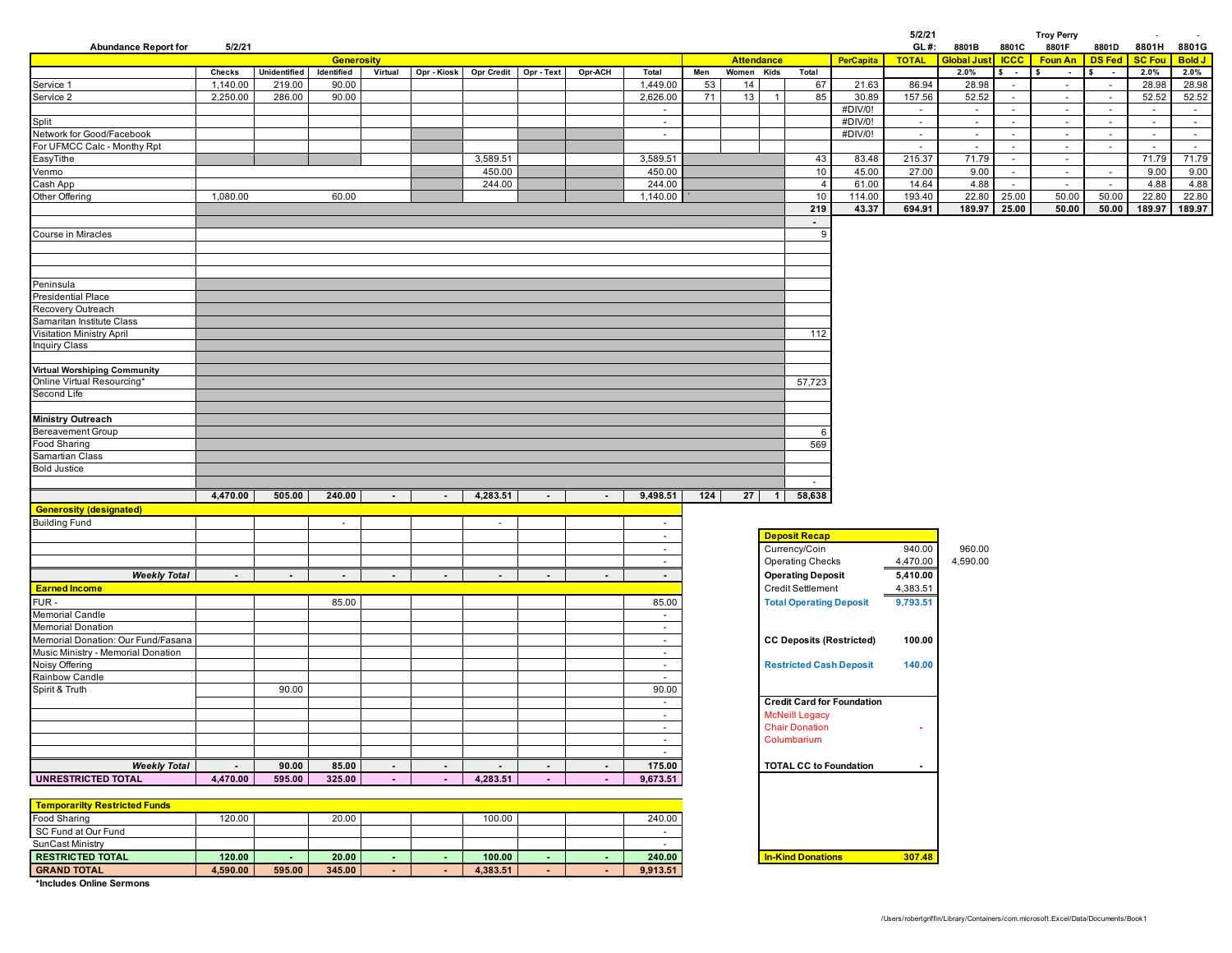**Abundance Report for** 5/2/21

| | Checks | Unidentified | Identified | Virtual | Opr - Kiosk | Opr Credit | Opr - Text | Opr-ACH | Total | Men | Women | Kids | Total | PerCapita | TOTAL | Global Just | ICCC | Foun An | DS Fed | SC Fou | Bold J |
|---|---|---|---|---|---|---|---|---|---|---|---|---|---|---|---|---|---|---|---|---|---|
| | **Generosity** | | | | | | | | | **Attendance** | | | | | 5/2/21 GL #: | 8801B | 8801C | Troy Perry 8801F | 8801D | - 8801H | - 8801G |
| | | | | | | | | | | | | | | | | 2.0% | $ - | $ - | $ - | 2.0% | 2.0% |
| Service 1 | 1,140.00 | 219.00 | 90.00 | | | | | | 1,449.00 | 53 | 14 | | 67 | 21.63 | 86.94 | 28.98 | - | - | - | 28.98 | 28.98 |
| Service 2 | 2,250.00 | 286.00 | 90.00 | | | | | | 2,626.00 | 71 | 13 | 1 | 85 | 30.89 | 157.56 | 52.52 | - | - | - | 52.52 | 52.52 |
| | | | | | | | | | - | | | | | #DIV/0! | - | - | - | - | - | - | - |
| Split | | | | | | | | | - | | | | | #DIV/0! | - | - | - | - | - | - | - |
| Network for Good/Facebook | | | | | | | | | - | | | | | #DIV/0! | - | - | - | - | - | - | - |
| For UFMCC Calc - Monthy Rpt | | | | | | | | | | | | | | | - | - | - | - | - | - | - |
| EasyTithe | | | | | | 3,589.51 | | | 3,589.51 | | | | 43 | 83.48 | 215.37 | 71.79 | - | - | | 71.79 | 71.79 |
| Venmo | | | | | | 450.00 | | | 450.00 | | | | 10 | 45.00 | 27.00 | 9.00 | - | - | - | 9.00 | 9.00 |
| Cash App | | | | | | 244.00 | | | 244.00 | | | | 4 | 61.00 | 14.64 | 4.88 | - | - | - | 4.88 | 4.88 |
| Other Offering | 1,080.00 | | 60.00 | | | | | | 1,140.00 | | | | 10 | 114.00 | 193.40 | 22.80 | 25.00 | 50.00 | 50.00 | 22.80 | 22.80 |
| | | | | | | | | | | | | | **219** | **43.37** | **694.91** | **189.97** | **25.00** | **50.00** | **50.00** | **189.97** | **189.97** |
| | | | | | | | | | | | | | - | | | | | | | | |
| Course in Miracles | | | | | | | | | | | | | 9 | | | | | | | | |
| Peninsula | | | | | | | | | | | | | | | | | | | | | |
| Presidential Place | | | | | | | | | | | | | | | | | | | | | |
| Recovery Outreach | | | | | | | | | | | | | | | | | | | | | |
| Samaritan Institute Class | | | | | | | | | | | | | | | | | | | | | |
| Visitation Ministry April | | | | | | | | | | | | | 112 | | | | | | | | |
| Inquiry Class | | | | | | | | | | | | | | | | | | | | | |
| **Virtual Worshiping Community** | | | | | | | | | | | | | | | | | | | | | |
| Online Virtual Resourcing* | | | | | | | | | | | | | 57,723 | | | | | | | | |
| Second Life | | | | | | | | | | | | | | | | | | | | | |
| **Ministry Outreach** | | | | | | | | | | | | | | | | | | | | | |
| Bereavement Group | | | | | | | | | | | | | 6 | | | | | | | | |
| Food Sharing | | | | | | | | | | | | | 569 | | | | | | | | |
| Samartian Class | | | | | | | | | | | | | | | | | | | | | |
| Bold Justice | | | | | | | | | | | | | | | | | | | | | |
| | | | | | | | | | | | | | - | | | | | | | | |
| | **4,470.00** | **505.00** | **240.00** | **-** | **-** | **4,283.51** | **-** | **-** | **9,498.51** | **124** | **27** | **1** | **58,638** | | | | | | | | |

| **Generosity (designated)** | | | | | | | | | |
|---|---|---|---|---|---|---|---|---|---|
| Building Fund | | | - | | | - | | | - |
| | | | | | | | | | - |
| | | | | | | | | | - |
| | | | | | | | | | - |
| ***Weekly Total*** | - | - | - | - | - | - | - | - | - |
| **Earned Income** | | | | | | | | | |
| FUR - | | | 85.00 | | | | | | 85.00 |
| Memorial Candle | | | | | | | | | - |
| Memorial Donation | | | | | | | | | - |
| Memorial Donation: Our Fund/Fasana | | | | | | | | | - |
| Music Ministry - Memorial Donation | | | | | | | | | - |
| Noisy Offering | | | | | | | | | - |
| Rainbow Candle | | | | | | | | | - |
| Spirit & Truth | | 90.00 | | | | | | | 90.00 |
| | | | | | | | | | - |
| | | | | | | | | | - |
| | | | | | | | | | - |
| | | | | | | | | | - |
| | | | | | | | | | - |
| ***Weekly Total*** | **-** | **90.00** | **85.00** | **-** | **-** | **-** | **-** | **-** | **175.00** |
| **UNRESTRICTED TOTAL** | **4,470.00** | **595.00** | **325.00** | **-** | **-** | **4,283.51** | **-** | **-** | **9,673.51** |

| **Temporarilty Restricted Funds** | | | | | | | | | |
|---|---|---|---|---|---|---|---|---|---|
| Food Sharing | 120.00 | | 20.00 | | | 100.00 | | | 240.00 |
| SC Fund at Our Fund | | | | | | | | | - |
| SunCast Ministry | | | | | | | | | - |
| **RESTRICTED TOTAL** | **120.00** | **-** | **20.00** | **-** | **-** | **100.00** | **-** | **-** | **240.00** |
| **GRAND TOTAL** | **4,590.00** | **595.00** | **345.00** | **-** | **-** | **4,383.51** | **-** | **-** | **9,913.51** |

**\*Includes Online Sermons**

| **Deposit Recap** | | |
|---|---|---|
| Currency/Coin | 940.00 | 960.00 |
| Operating Checks | 4,470.00 | 4,590.00 |
| **Operating Deposit** | **5,410.00** | |
| Credit Settlement | 4,383.51 | |
| **Total Operating Deposit** | **9,793.51** | |
| **CC Deposits (Restricted)** | **100.00** | |
| **Restricted Cash Deposit** | **140.00** | |
| **Credit Card for Foundation** | | |
| McNeill Legacy | | |
| Chair Donation | - | |
| Columbarium | | |
| **TOTAL CC to Foundation** | **-** | |
| **In-Kind Donations** | **307.48** | |

/Users/robertgriffin/Library/Containers/com.microsoft.Excel/Data/Documents/Book1